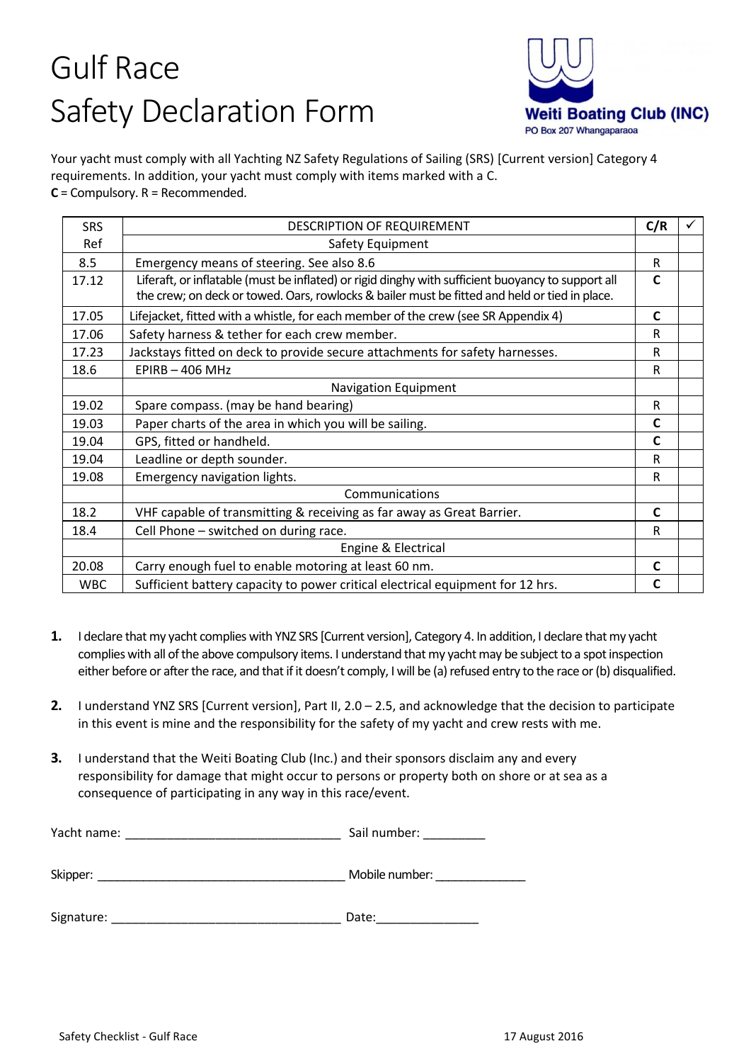# Gulf Race
# Safety Declaration Form

Weiti Boating Club (INC)
PO Box 207 Whangaparaoa

Your yacht must comply with all Yachting NZ Safety Regulations of Sailing (SRS) [Current version] Category 4 requirements. In addition, your yacht must comply with items marked with a C.
**C** = Compulsory. R = Recommended.

| SRS Ref | DESCRIPTION OF REQUIREMENT | C/R | ✓ |
|---|---|---|---|
| | Safety Equipment | | |
| 8.5 | Emergency means of steering. See also 8.6 | R | |
| 17.12 | Liferaft, or inflatable (must be inflated) or rigid dinghy with sufficient buoyancy to support all the crew; on deck or towed. Oars, rowlocks & bailer must be fitted and held or tied in place. | **C** | |
| 17.05 | Lifejacket, fitted with a whistle, for each member of the crew (see SR Appendix 4) | **C** | |
| 17.06 | Safety harness & tether for each crew member. | R | |
| 17.23 | Jackstays fitted on deck to provide secure attachments for safety harnesses. | R | |
| 18.6 | EPIRB – 406 MHz | R | |
| | Navigation Equipment | | |
| 19.02 | Spare compass. (may be hand bearing) | R | |
| 19.03 | Paper charts of the area in which you will be sailing. | **C** | |
| 19.04 | GPS, fitted or handheld. | **C** | |
| 19.04 | Leadline or depth sounder. | R | |
| 19.08 | Emergency navigation lights. | R | |
| | Communications | | |
| 18.2 | VHF capable of transmitting & receiving as far away as Great Barrier. | **C** | |
| 18.4 | Cell Phone – switched on during race. | R | |
| | Engine & Electrical | | |
| 20.08 | Carry enough fuel to enable motoring at least 60 nm. | **C** | |
| WBC | Sufficient battery capacity to power critical electrical equipment for 12 hrs. | **C** | |

1. I declare that my yacht complies with YNZ SRS [Current version], Category 4. In addition, I declare that my yacht complies with all of the above compulsory items. I understand that my yacht may be subject to a spot inspection either before or after the race, and that if it doesn't comply, I will be (a) refused entry to the race or (b) disqualified.

2. I understand YNZ SRS [Current version], Part II, 2.0 – 2.5, and acknowledge that the decision to participate in this event is mine and the responsibility for the safety of my yacht and crew rests with me.

3. I understand that the Weiti Boating Club (Inc.) and their sponsors disclaim any and every responsibility for damage that might occur to persons or property both on shore or at sea as a consequence of participating in any way in this race/event.

Yacht name: _______________________________ Sail number: _________

Skipper: ____________________________________ Mobile number: _____________

Signature: _________________________________ Date:_______________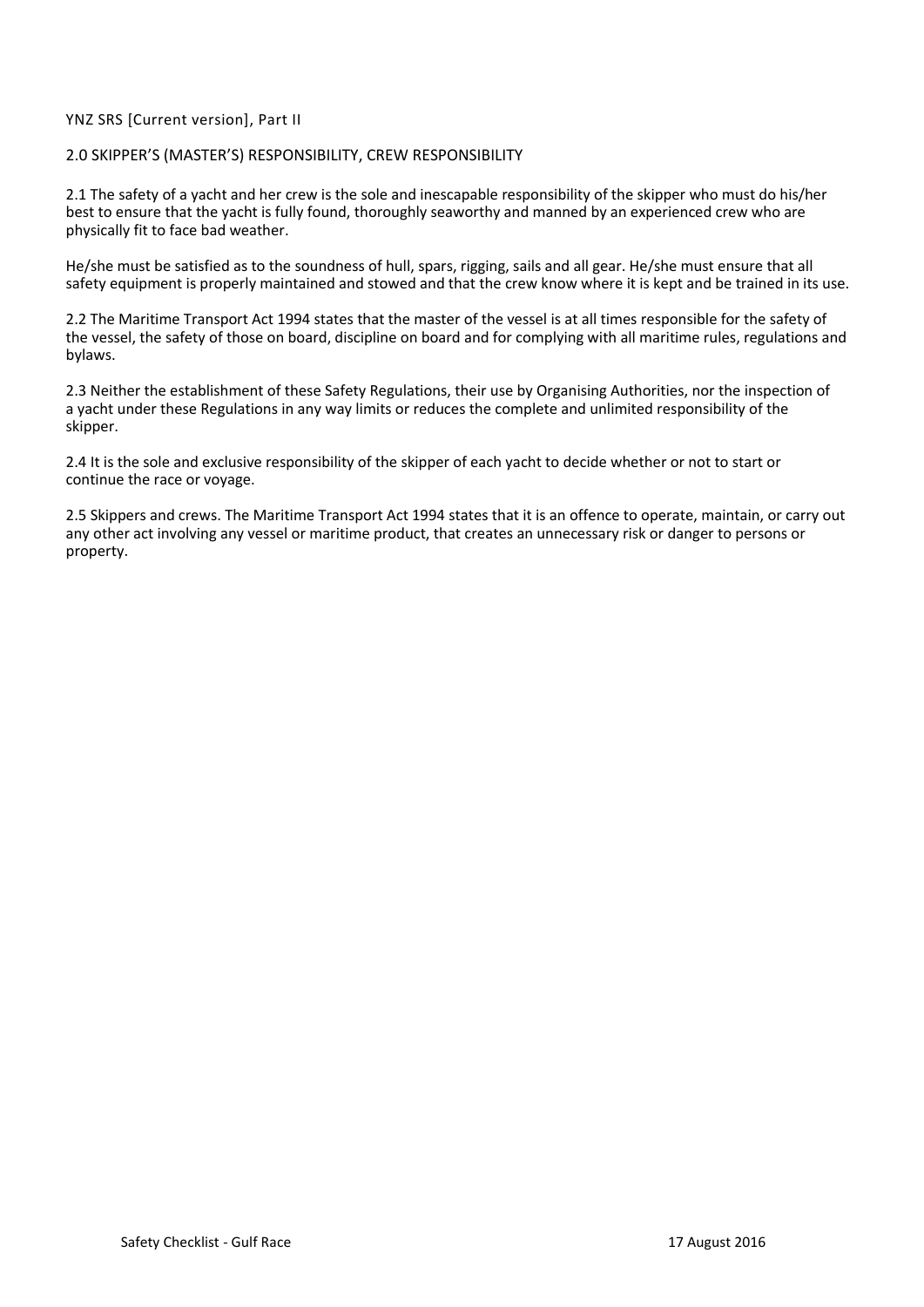YNZ SRS [Current version], Part II

## 2.0 SKIPPER'S (MASTER'S) RESPONSIBILITY, CREW RESPONSIBILITY

2.1 The safety of a yacht and her crew is the sole and inescapable responsibility of the skipper who must do his/her best to ensure that the yacht is fully found, thoroughly seaworthy and manned by an experienced crew who are physically fit to face bad weather.

He/she must be satisfied as to the soundness of hull, spars, rigging, sails and all gear. He/she must ensure that all safety equipment is properly maintained and stowed and that the crew know where it is kept and be trained in its use.

2.2 The Maritime Transport Act 1994 states that the master of the vessel is at all times responsible for the safety of the vessel, the safety of those on board, discipline on board and for complying with all maritime rules, regulations and bylaws.

2.3 Neither the establishment of these Safety Regulations, their use by Organising Authorities, nor the inspection of a yacht under these Regulations in any way limits or reduces the complete and unlimited responsibility of the skipper.

2.4 It is the sole and exclusive responsibility of the skipper of each yacht to decide whether or not to start or continue the race or voyage.

2.5 Skippers and crews. The Maritime Transport Act 1994 states that it is an offence to operate, maintain, or carry out any other act involving any vessel or maritime product, that creates an unnecessary risk or danger to persons or property.